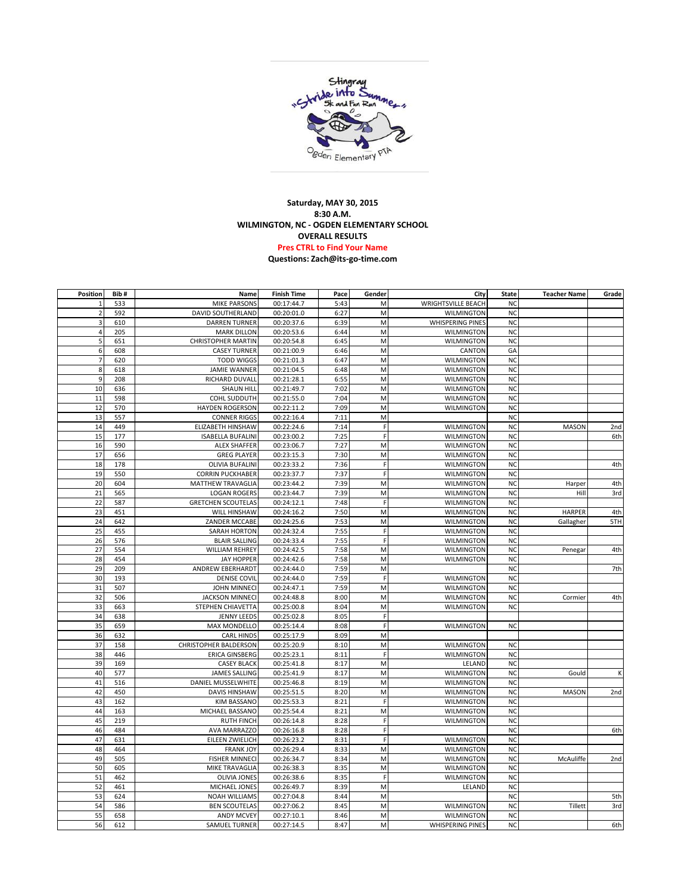**Saturday, MAY 30, 2015**
**8:30 A.M.**
**WILMINGTON, NC - OGDEN ELEMENTARY SCHOOL**
**OVERALL RESULTS**
**Pres CTRL to Find Your Name**
**Questions: Zach@its-go-time.com**

| Position | Bib # | Name | Finish Time | Pace | Gender | City | State | Teacher Name | Grade |
|---|---|---|---|---|---|---|---|---|---|
| 1 | 533 | MIKE PARSONS | 00:17:44.7 | 5:43 | M | WRIGHTSVILLE BEACH | NC | | |
| 2 | 592 | DAVID SOUTHERLAND | 00:20:01.0 | 6:27 | M | WILMINGTON | NC | | |
| 3 | 610 | DARREN TURNER | 00:20:37.6 | 6:39 | M | WHISPERING PINES | NC | | |
| 4 | 205 | MARK DILLON | 00:20:53.6 | 6:44 | M | WILMINGTON | NC | | |
| 5 | 651 | CHRISTOPHER MARTIN | 00:20:54.8 | 6:45 | M | WILMINGTON | NC | | |
| 6 | 608 | CASEY TURNER | 00:21:00.9 | 6:46 | M | CANTON | GA | | |
| 7 | 620 | TODD WIGGS | 00:21:01.3 | 6:47 | M | WILMINGTON | NC | | |
| 8 | 618 | JAMIE WANNER | 00:21:04.5 | 6:48 | M | WILMINGTON | NC | | |
| 9 | 208 | RICHARD DUVALL | 00:21:28.1 | 6:55 | M | WILMINGTON | NC | | |
| 10 | 636 | SHAUN HILL | 00:21:49.7 | 7:02 | M | WILMINGTON | NC | | |
| 11 | 598 | COHL SUDDUTH | 00:21:55.0 | 7:04 | M | WILMINGTON | NC | | |
| 12 | 570 | HAYDEN ROGERSON | 00:22:11.2 | 7:09 | M | WILMINGTON | NC | | |
| 13 | 557 | CONNER RIGGS | 00:22:16.4 | 7:11 | M | | NC | | |
| 14 | 449 | ELIZABETH HINSHAW | 00:22:24.6 | 7:14 | F | WILMINGTON | NC | MASON | 2nd |
| 15 | 177 | ISABELLA BUFALINI | 00:23:00.2 | 7:25 | F | WILMINGTON | NC | | 6th |
| 16 | 590 | ALEX SHAFFER | 00:23:06.7 | 7:27 | M | WILMINGTON | NC | | |
| 17 | 656 | GREG PLAYER | 00:23:15.3 | 7:30 | M | WILMINGTON | NC | | |
| 18 | 178 | OLIVIA BUFALINI | 00:23:33.2 | 7:36 | F | WILMINGTON | NC | | 4th |
| 19 | 550 | CORRIN PUCKHABER | 00:23:37.7 | 7:37 | F | WILMINGTON | NC | | |
| 20 | 604 | MATTHEW TRAVAGLIA | 00:23:44.2 | 7:39 | M | WILMINGTON | NC | Harper | 4th |
| 21 | 565 | LOGAN ROGERS | 00:23:44.7 | 7:39 | M | WILMINGTON | NC | Hill | 3rd |
| 22 | 587 | GRETCHEN SCOUTELAS | 00:24:12.1 | 7:48 | F | WILMINGTON | NC | | |
| 23 | 451 | WILL HINSHAW | 00:24:16.2 | 7:50 | M | WILMINGTON | NC | HARPER | 4th |
| 24 | 642 | ZANDER MCCABE | 00:24:25.6 | 7:53 | M | WILMINGTON | NC | Gallagher | 5TH |
| 25 | 455 | SARAH HORTON | 00:24:32.4 | 7:55 | F | WILMINGTON | NC | | |
| 26 | 576 | BLAIR SALLING | 00:24:33.4 | 7:55 | F | WILMINGTON | NC | | |
| 27 | 554 | WILLIAM REHREY | 00:24:42.5 | 7:58 | M | WILMINGTON | NC | Penegar | 4th |
| 28 | 454 | JAY HOPPER | 00:24:42.6 | 7:58 | M | WILMINGTON | NC | | |
| 29 | 209 | ANDREW EBERHARDT | 00:24:44.0 | 7:59 | M | | NC | | 7th |
| 30 | 193 | DENISE COVIL | 00:24:44.0 | 7:59 | F | WILMINGTON | NC | | |
| 31 | 507 | JOHN MINNECI | 00:24:47.1 | 7:59 | M | WILMINGTON | NC | | |
| 32 | 506 | JACKSON MINNECI | 00:24:48.8 | 8:00 | M | WILMINGTON | NC | Cormier | 4th |
| 33 | 663 | STEPHEN CHIAVETTA | 00:25:00.8 | 8:04 | M | WILMINGTON | NC | | |
| 34 | 638 | JENNY LEEDS | 00:25:02.8 | 8:05 | F | | | | |
| 35 | 659 | MAX MONDELLO | 00:25:14.4 | 8:08 | F | WILMINGTON | NC | | |
| 36 | 632 | CARL HINDS | 00:25:17.9 | 8:09 | M | | | | |
| 37 | 158 | CHRISTOPHER BALDERSON | 00:25:20.9 | 8:10 | M | WILMINGTON | NC | | |
| 38 | 446 | ERICA GINSBERG | 00:25:23.1 | 8:11 | F | WILMINGTON | NC | | |
| 39 | 169 | CASEY BLACK | 00:25:41.8 | 8:17 | M | LELAND | NC | | |
| 40 | 577 | JAMES SALLING | 00:25:41.9 | 8:17 | M | WILMINGTON | NC | Gould | K |
| 41 | 516 | DANIEL MUSSELWHITE | 00:25:46.8 | 8:19 | M | WILMINGTON | NC | | |
| 42 | 450 | DAVIS HINSHAW | 00:25:51.5 | 8:20 | M | WILMINGTON | NC | MASON | 2nd |
| 43 | 162 | KIM BASSANO | 00:25:53.3 | 8:21 | F | WILMINGTON | NC | | |
| 44 | 163 | MICHAEL BASSANO | 00:25:54.4 | 8:21 | M | WILMINGTON | NC | | |
| 45 | 219 | RUTH FINCH | 00:26:14.8 | 8:28 | F | WILMINGTON | NC | | |
| 46 | 484 | AVA MARRAZZO | 00:26:16.8 | 8:28 | F | | NC | | 6th |
| 47 | 631 | EILEEN ZWIELICH | 00:26:23.2 | 8:31 | F | WILMINGTON | NC | | |
| 48 | 464 | FRANK JOY | 00:26:29.4 | 8:33 | M | WILMINGTON | NC | | |
| 49 | 505 | FISHER MINNECI | 00:26:34.7 | 8:34 | M | WILMINGTON | NC | McAuliffe | 2nd |
| 50 | 605 | MIKE TRAVAGLIA | 00:26:38.3 | 8:35 | M | WILMINGTON | NC | | |
| 51 | 462 | OLIVIA JONES | 00:26:38.6 | 8:35 | F | WILMINGTON | NC | | |
| 52 | 461 | MICHAEL JONES | 00:26:49.7 | 8:39 | M | LELAND | NC | | |
| 53 | 624 | NOAH WILLIAMS | 00:27:04.8 | 8:44 | M | | NC | | 5th |
| 54 | 586 | BEN SCOUTELAS | 00:27:06.2 | 8:45 | M | WILMINGTON | NC | Tillett | 3rd |
| 55 | 658 | ANDY MCVEY | 00:27:10.1 | 8:46 | M | WILMINGTON | NC | | |
| 56 | 612 | SAMUEL TURNER | 00:27:14.5 | 8:47 | M | WHISPERING PINES | NC | | 6th |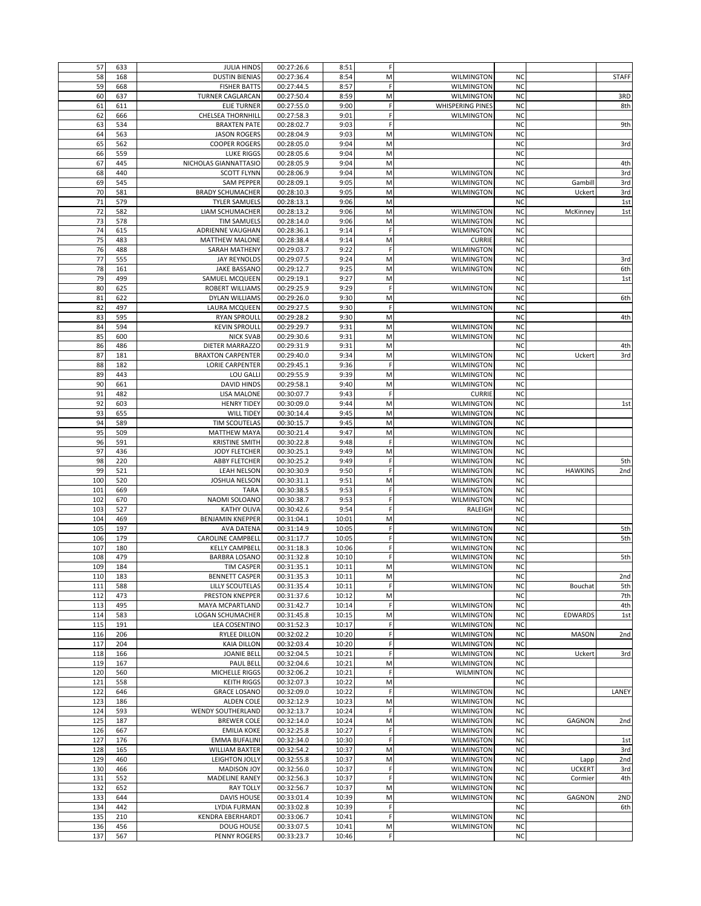| | | | | | | | | | |
|---|---|---|---|---|---|---|---|---|---|
| 57 | 633 | JULIA HINDS | 00:27:26.6 | 8:51 | F | | | | |
| 58 | 168 | DUSTIN BIENIAS | 00:27:36.4 | 8:54 | M | WILMINGTON | NC | | STAFF |
| 59 | 668 | FISHER BATTS | 00:27:44.5 | 8:57 | F | WILMINGTON | NC | | |
| 60 | 637 | TURNER CAGLARCAN | 00:27:50.4 | 8:59 | M | WILMINGTON | NC | | 3RD |
| 61 | 611 | ELIE TURNER | 00:27:55.0 | 9:00 | F | WHISPERING PINES | NC | | 8th |
| 62 | 666 | CHELSEA THORNHILL | 00:27:58.3 | 9:01 | F | WILMINGTON | NC | | |
| 63 | 534 | BRAXTEN PATE | 00:28:02.7 | 9:03 | F | | NC | | 9th |
| 64 | 563 | JASON ROGERS | 00:28:04.9 | 9:03 | M | WILMINGTON | NC | | |
| 65 | 562 | COOPER ROGERS | 00:28:05.0 | 9:04 | M | | NC | | 3rd |
| 66 | 559 | LUKE RIGGS | 00:28:05.6 | 9:04 | M | | NC | | |
| 67 | 445 | NICHOLAS GIANNATTASIO | 00:28:05.9 | 9:04 | M | | NC | | 4th |
| 68 | 440 | SCOTT FLYNN | 00:28:06.9 | 9:04 | M | WILMINGTON | NC | | 3rd |
| 69 | 545 | SAM PEPPER | 00:28:09.1 | 9:05 | M | WILMINGTON | NC | Gambill | 3rd |
| 70 | 581 | BRADY SCHUMACHER | 00:28:10.3 | 9:05 | M | WILMINGTON | NC | Uckert | 3rd |
| 71 | 579 | TYLER SAMUELS | 00:28:13.1 | 9:06 | M | | NC | | 1st |
| 72 | 582 | LIAM SCHUMACHER | 00:28:13.2 | 9:06 | M | WILMINGTON | NC | McKinney | 1st |
| 73 | 578 | TIM SAMUELS | 00:28:14.0 | 9:06 | M | WILMINGTON | NC | | |
| 74 | 615 | ADRIENNE VAUGHAN | 00:28:36.1 | 9:14 | F | WILMINGTON | NC | | |
| 75 | 483 | MATTHEW MALONE | 00:28:38.4 | 9:14 | M | CURRIE | NC | | |
| 76 | 488 | SARAH MATHENY | 00:29:03.7 | 9:22 | F | WILMINGTON | NC | | |
| 77 | 555 | JAY REYNOLDS | 00:29:07.5 | 9:24 | M | WILMINGTON | NC | | 3rd |
| 78 | 161 | JAKE BASSANO | 00:29:12.7 | 9:25 | M | WILMINGTON | NC | | 6th |
| 79 | 499 | SAMUEL MCQUEEN | 00:29:19.1 | 9:27 | M | | NC | | 1st |
| 80 | 625 | ROBERT WILLIAMS | 00:29:25.9 | 9:29 | F | WILMINGTON | NC | | |
| 81 | 622 | DYLAN WILLIAMS | 00:29:26.0 | 9:30 | M | | NC | | 6th |
| 82 | 497 | LAURA MCQUEEN | 00:29:27.5 | 9:30 | F | WILMINGTON | NC | | |
| 83 | 595 | RYAN SPROULL | 00:29:28.2 | 9:30 | M | | NC | | 4th |
| 84 | 594 | KEVIN SPROULL | 00:29:29.7 | 9:31 | M | WILMINGTON | NC | | |
| 85 | 600 | NICK SVAB | 00:29:30.6 | 9:31 | M | WILMINGTON | NC | | |
| 86 | 486 | DIETER MARRAZZO | 00:29:31.9 | 9:31 | M | | NC | | 4th |
| 87 | 181 | BRAXTON CARPENTER | 00:29:40.0 | 9:34 | M | WILMINGTON | NC | Uckert | 3rd |
| 88 | 182 | LORIE CARPENTER | 00:29:45.1 | 9:36 | F | WILMINGTON | NC | | |
| 89 | 443 | LOU GALLI | 00:29:55.9 | 9:39 | M | WILMINGTON | NC | | |
| 90 | 661 | DAVID HINDS | 00:29:58.1 | 9:40 | M | WILMINGTON | NC | | |
| 91 | 482 | LISA MALONE | 00:30:07.7 | 9:43 | F | CURRIE | NC | | |
| 92 | 603 | HENRY TIDEY | 00:30:09.0 | 9:44 | M | WILMINGTON | NC | | 1st |
| 93 | 655 | WILL TIDEY | 00:30:14.4 | 9:45 | M | WILMINGTON | NC | | |
| 94 | 589 | TIM SCOUTELAS | 00:30:15.7 | 9:45 | M | WILMINGTON | NC | | |
| 95 | 509 | MATTHEW MAYA | 00:30:21.4 | 9:47 | M | WILMINGTON | NC | | |
| 96 | 591 | KRISTINE SMITH | 00:30:22.8 | 9:48 | F | WILMINGTON | NC | | |
| 97 | 436 | JODY FLETCHER | 00:30:25.1 | 9:49 | M | WILMINGTON | NC | | |
| 98 | 220 | ABBY FLETCHER | 00:30:25.2 | 9:49 | F | WILMINGTON | NC | | 5th |
| 99 | 521 | LEAH NELSON | 00:30:30.9 | 9:50 | F | WILMINGTON | NC | HAWKINS | 2nd |
| 100 | 520 | JOSHUA NELSON | 00:30:31.1 | 9:51 | M | WILMINGTON | NC | | |
| 101 | 669 | TARA | 00:30:38.5 | 9:53 | F | WILMINGTON | NC | | |
| 102 | 670 | NAOMI SOLOANO | 00:30:38.7 | 9:53 | F | WILMINGTON | NC | | |
| 103 | 527 | KATHY OLIVA | 00:30:42.6 | 9:54 | F | RALEIGH | NC | | |
| 104 | 469 | BENJAMIN KNEPPER | 00:31:04.1 | 10:01 | M | | NC | | |
| 105 | 197 | AVA DATENA | 00:31:14.9 | 10:05 | F | WILMINGTON | NC | | 5th |
| 106 | 179 | CAROLINE CAMPBELL | 00:31:17.7 | 10:05 | F | WILMINGTON | NC | | 5th |
| 107 | 180 | KELLY CAMPBELL | 00:31:18.3 | 10:06 | F | WILMINGTON | NC | | |
| 108 | 479 | BARBRA LOSANO | 00:31:32.8 | 10:10 | F | WILMINGTON | NC | | 5th |
| 109 | 184 | TIM CASPER | 00:31:35.1 | 10:11 | M | WILMINGTON | NC | | |
| 110 | 183 | BENNETT CASPER | 00:31:35.3 | 10:11 | M | | NC | | 2nd |
| 111 | 588 | LILLY SCOUTELAS | 00:31:35.4 | 10:11 | F | WILMINGTON | NC | Bouchat | 5th |
| 112 | 473 | PRESTON KNEPPER | 00:31:37.6 | 10:12 | M | | NC | | 7th |
| 113 | 495 | MAYA MCPARTLAND | 00:31:42.7 | 10:14 | F | WILMINGTON | NC | | 4th |
| 114 | 583 | LOGAN SCHUMACHER | 00:31:45.8 | 10:15 | M | WILMINGTON | NC | EDWARDS | 1st |
| 115 | 191 | LEA COSENTINO | 00:31:52.3 | 10:17 | F | WILMINGTON | NC | | |
| 116 | 206 | RYLEE DILLON | 00:32:02.2 | 10:20 | F | WILMINGTON | NC | MASON | 2nd |
| 117 | 204 | KAIA DILLON | 00:32:03.4 | 10:20 | F | WILMINGTON | NC | | |
| 118 | 166 | JOANIE BELL | 00:32:04.5 | 10:21 | F | WILMINGTON | NC | Uckert | 3rd |
| 119 | 167 | PAUL BELL | 00:32:04.6 | 10:21 | M | WILMINGTON | NC | | |
| 120 | 560 | MICHELLE RIGGS | 00:32:06.2 | 10:21 | F | WILMINTON | NC | | |
| 121 | 558 | KEITH RIGGS | 00:32:07.3 | 10:22 | M | | NC | | |
| 122 | 646 | GRACE LOSANO | 00:32:09.0 | 10:22 | F | WILMINGTON | NC | | LANEY |
| 123 | 186 | ALDEN COLE | 00:32:12.9 | 10:23 | M | WILMINGTON | NC | | |
| 124 | 593 | WENDY SOUTHERLAND | 00:32:13.7 | 10:24 | F | WILMINGTON | NC | | |
| 125 | 187 | BREWER COLE | 00:32:14.0 | 10:24 | M | WILMINGTON | NC | GAGNON | 2nd |
| 126 | 667 | EMILIA KOKE | 00:32:25.8 | 10:27 | F | WILMINGTON | NC | | |
| 127 | 176 | EMMA BUFALINI | 00:32:34.0 | 10:30 | F | WILMINGTON | NC | | 1st |
| 128 | 165 | WILLIAM BAXTER | 00:32:54.2 | 10:37 | M | WILMINGTON | NC | | 3rd |
| 129 | 460 | LEIGHTON JOLLY | 00:32:55.8 | 10:37 | M | WILMINGTON | NC | Lapp | 2nd |
| 130 | 466 | MADISON JOY | 00:32:56.0 | 10:37 | F | WILMINGTON | NC | UCKERT | 3rd |
| 131 | 552 | MADELINE RANEY | 00:32:56.3 | 10:37 | F | WILMINGTON | NC | Cormier | 4th |
| 132 | 652 | RAY TOLLY | 00:32:56.7 | 10:37 | M | WILMINGTON | NC | | |
| 133 | 644 | DAVIS HOUSE | 00:33:01.4 | 10:39 | M | WILMINGTON | NC | GAGNON | 2ND |
| 134 | 442 | LYDIA FURMAN | 00:33:02.8 | 10:39 | F | | NC | | 6th |
| 135 | 210 | KENDRA EBERHARDT | 00:33:06.7 | 10:41 | F | WILMINGTON | NC | | |
| 136 | 456 | DOUG HOUSE | 00:33:07.5 | 10:41 | M | WILMINGTON | NC | | |
| 137 | 567 | PENNY ROGERS | 00:33:23.7 | 10:46 | F | | NC | | |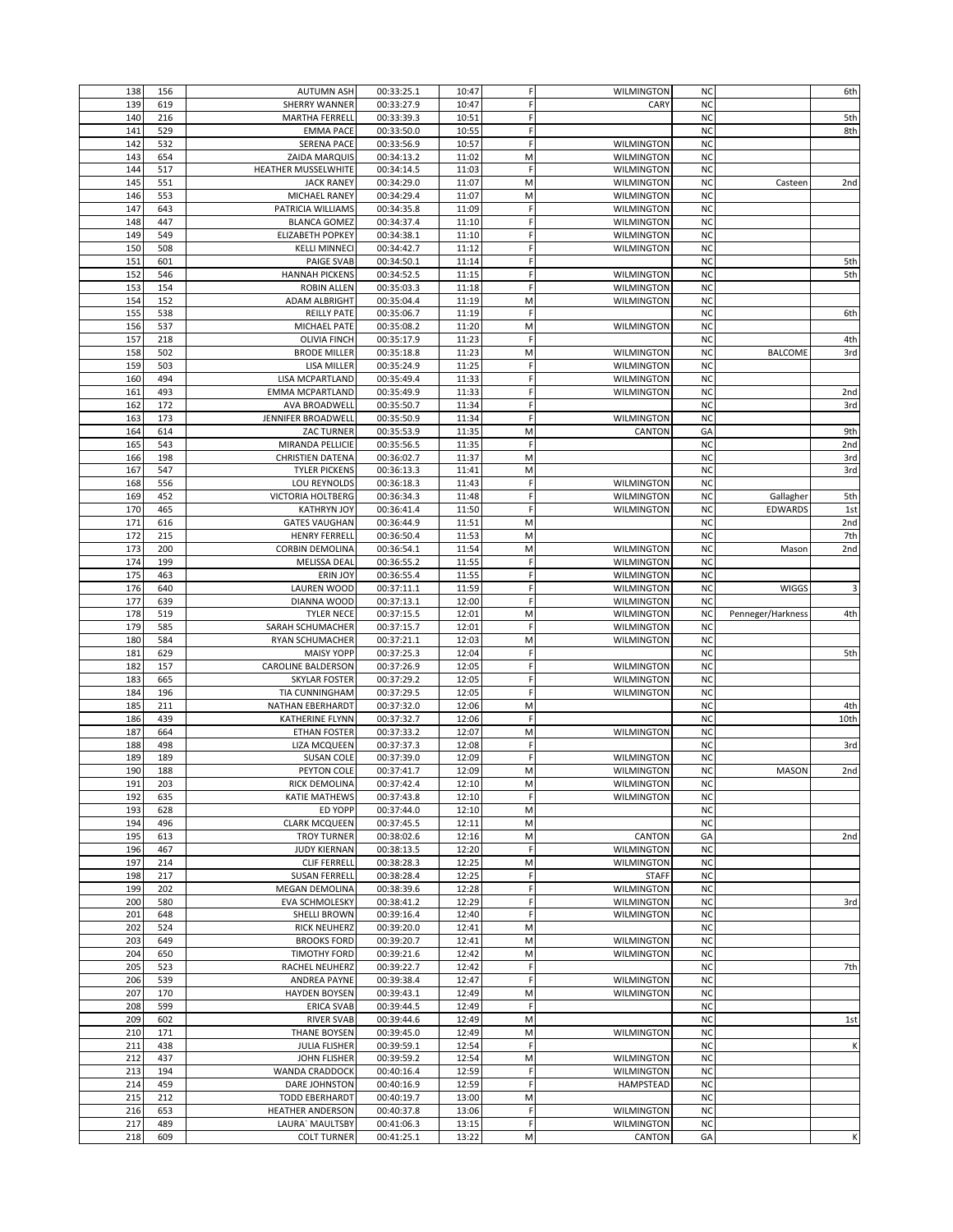| | | | | | | | | | |
|---|---|---|---|---|---|---|---|---|---|
| 138 | 156 | AUTUMN ASH | 00:33:25.1 | 10:47 | F | WILMINGTON | NC | | 6th |
| 139 | 619 | SHERRY WANNER | 00:33:27.9 | 10:47 | F | CARY | NC | | |
| 140 | 216 | MARTHA FERRELL | 00:33:39.3 | 10:51 | F | | NC | | 5th |
| 141 | 529 | EMMA PACE | 00:33:50.0 | 10:55 | F | | NC | | 8th |
| 142 | 532 | SERENA PACE | 00:33:56.9 | 10:57 | F | WILMINGTON | NC | | |
| 143 | 654 | ZAIDA MARQUIS | 00:34:13.2 | 11:02 | M | WILMINGTON | NC | | |
| 144 | 517 | HEATHER MUSSELWHITE | 00:34:14.5 | 11:03 | F | WILMINGTON | NC | | |
| 145 | 551 | JACK RANEY | 00:34:29.0 | 11:07 | M | WILMINGTON | NC | Casteen | 2nd |
| 146 | 553 | MICHAEL RANEY | 00:34:29.4 | 11:07 | M | WILMINGTON | NC | | |
| 147 | 643 | PATRICIA WILLIAMS | 00:34:35.8 | 11:09 | F | WILMINGTON | NC | | |
| 148 | 447 | BLANCA GOMEZ | 00:34:37.4 | 11:10 | F | WILMINGTON | NC | | |
| 149 | 549 | ELIZABETH POPKEY | 00:34:38.1 | 11:10 | F | WILMINGTON | NC | | |
| 150 | 508 | KELLI MINNECI | 00:34:42.7 | 11:12 | F | WILMINGTON | NC | | |
| 151 | 601 | PAIGE SVAB | 00:34:50.1 | 11:14 | F | | NC | | 5th |
| 152 | 546 | HANNAH PICKENS | 00:34:52.5 | 11:15 | F | WILMINGTON | NC | | 5th |
| 153 | 154 | ROBIN ALLEN | 00:35:03.3 | 11:18 | F | WILMINGTON | NC | | |
| 154 | 152 | ADAM ALBRIGHT | 00:35:04.4 | 11:19 | M | WILMINGTON | NC | | |
| 155 | 538 | REILLY PATE | 00:35:06.7 | 11:19 | F | | NC | | 6th |
| 156 | 537 | MICHAEL PATE | 00:35:08.2 | 11:20 | M | WILMINGTON | NC | | |
| 157 | 218 | OLIVIA FINCH | 00:35:17.9 | 11:23 | F | | NC | | 4th |
| 158 | 502 | BRODE MILLER | 00:35:18.8 | 11:23 | M | WILMINGTON | NC | BALCOME | 3rd |
| 159 | 503 | LISA MILLER | 00:35:24.9 | 11:25 | F | WILMINGTON | NC | | |
| 160 | 494 | LISA MCPARTLAND | 00:35:49.4 | 11:33 | F | WILMINGTON | NC | | |
| 161 | 493 | EMMA MCPARTLAND | 00:35:49.9 | 11:33 | F | WILMINGTON | NC | | 2nd |
| 162 | 172 | AVA BROADWELL | 00:35:50.7 | 11:34 | F | | NC | | 3rd |
| 163 | 173 | JENNIFER BROADWELL | 00:35:50.9 | 11:34 | F | WILMINGTON | NC | | |
| 164 | 614 | ZAC TURNER | 00:35:53.9 | 11:35 | M | CANTON | GA | | 9th |
| 165 | 543 | MIRANDA PELLICIE | 00:35:56.5 | 11:35 | F | | NC | | 2nd |
| 166 | 198 | CHRISTIEN DATENA | 00:36:02.7 | 11:37 | M | | NC | | 3rd |
| 167 | 547 | TYLER PICKENS | 00:36:13.3 | 11:41 | M | | NC | | 3rd |
| 168 | 556 | LOU REYNOLDS | 00:36:18.3 | 11:43 | F | WILMINGTON | NC | | |
| 169 | 452 | VICTORIA HOLTBERG | 00:36:34.3 | 11:48 | F | WILMINGTON | NC | Gallagher | 5th |
| 170 | 465 | KATHRYN JOY | 00:36:41.4 | 11:50 | F | WILMINGTON | NC | EDWARDS | 1st |
| 171 | 616 | GATES VAUGHAN | 00:36:44.9 | 11:51 | M | | NC | | 2nd |
| 172 | 215 | HENRY FERRELL | 00:36:50.4 | 11:53 | M | | NC | | 7th |
| 173 | 200 | CORBIN DEMOLINA | 00:36:54.1 | 11:54 | M | WILMINGTON | NC | Mason | 2nd |
| 174 | 199 | MELISSA DEAL | 00:36:55.2 | 11:55 | F | WILMINGTON | NC | | |
| 175 | 463 | ERIN JOY | 00:36:55.4 | 11:55 | F | WILMINGTON | NC | | |
| 176 | 640 | LAUREN WOOD | 00:37:11.1 | 11:59 | F | WILMINGTON | NC | WIGGS | 3 |
| 177 | 639 | DIANNA WOOD | 00:37:13.1 | 12:00 | F | WILMINGTON | NC | | |
| 178 | 519 | TYLER NECE | 00:37:15.5 | 12:01 | M | WILMINGTON | NC | Penneger/Harkness | 4th |
| 179 | 585 | SARAH SCHUMACHER | 00:37:15.7 | 12:01 | F | WILMINGTON | NC | | |
| 180 | 584 | RYAN SCHUMACHER | 00:37:21.1 | 12:03 | M | WILMINGTON | NC | | |
| 181 | 629 | MAISY YOPP | 00:37:25.3 | 12:04 | F | | NC | | 5th |
| 182 | 157 | CAROLINE BALDERSON | 00:37:26.9 | 12:05 | F | WILMINGTON | NC | | |
| 183 | 665 | SKYLAR FOSTER | 00:37:29.2 | 12:05 | F | WILMINGTON | NC | | |
| 184 | 196 | TIA CUNNINGHAM | 00:37:29.5 | 12:05 | F | WILMINGTON | NC | | |
| 185 | 211 | NATHAN EBERHARDT | 00:37:32.0 | 12:06 | M | | NC | | 4th |
| 186 | 439 | KATHERINE FLYNN | 00:37:32.7 | 12:06 | F | | NC | | 10th |
| 187 | 664 | ETHAN FOSTER | 00:37:33.2 | 12:07 | M | WILMINGTON | NC | | |
| 188 | 498 | LIZA MCQUEEN | 00:37:37.3 | 12:08 | F | | NC | | 3rd |
| 189 | 189 | SUSAN COLE | 00:37:39.0 | 12:09 | F | WILMINGTON | NC | | |
| 190 | 188 | PEYTON COLE | 00:37:41.7 | 12:09 | M | WILMINGTON | NC | MASON | 2nd |
| 191 | 203 | RICK DEMOLINA | 00:37:42.4 | 12:10 | M | WILMINGTON | NC | | |
| 192 | 635 | KATIE MATHEWS | 00:37:43.8 | 12:10 | F | WILMINGTON | NC | | |
| 193 | 628 | ED YOPP | 00:37:44.0 | 12:10 | M | | NC | | |
| 194 | 496 | CLARK MCQUEEN | 00:37:45.5 | 12:11 | M | | NC | | |
| 195 | 613 | TROY TURNER | 00:38:02.6 | 12:16 | M | CANTON | GA | | 2nd |
| 196 | 467 | JUDY KIERNAN | 00:38:13.5 | 12:20 | F | WILMINGTON | NC | | |
| 197 | 214 | CLIF FERRELL | 00:38:28.3 | 12:25 | M | WILMINGTON | NC | | |
| 198 | 217 | SUSAN FERRELL | 00:38:28.4 | 12:25 | F | STAFF | NC | | |
| 199 | 202 | MEGAN DEMOLINA | 00:38:39.6 | 12:28 | F | WILMINGTON | NC | | |
| 200 | 580 | EVA SCHMOLESKY | 00:38:41.2 | 12:29 | F | WILMINGTON | NC | | 3rd |
| 201 | 648 | SHELLI BROWN | 00:39:16.4 | 12:40 | F | WILMINGTON | NC | | |
| 202 | 524 | RICK NEUHERZ | 00:39:20.0 | 12:41 | M | | NC | | |
| 203 | 649 | BROOKS FORD | 00:39:20.7 | 12:41 | M | WILMINGTON | NC | | |
| 204 | 650 | TIMOTHY FORD | 00:39:21.6 | 12:42 | M | WILMINGTON | NC | | |
| 205 | 523 | RACHEL NEUHERZ | 00:39:22.7 | 12:42 | F | | NC | | 7th |
| 206 | 539 | ANDREA PAYNE | 00:39:38.4 | 12:47 | F | WILMINGTON | NC | | |
| 207 | 170 | HAYDEN BOYSEN | 00:39:43.1 | 12:49 | M | WILMINGTON | NC | | |
| 208 | 599 | ERICA SVAB | 00:39:44.5 | 12:49 | F | | NC | | |
| 209 | 602 | RIVER SVAB | 00:39:44.6 | 12:49 | M | | NC | | 1st |
| 210 | 171 | THANE BOYSEN | 00:39:45.0 | 12:49 | M | WILMINGTON | NC | | |
| 211 | 438 | JULIA FLISHER | 00:39:59.1 | 12:54 | F | | NC | | K |
| 212 | 437 | JOHN FLISHER | 00:39:59.2 | 12:54 | M | WILMINGTON | NC | | |
| 213 | 194 | WANDA CRADDOCK | 00:40:16.4 | 12:59 | F | WILMINGTON | NC | | |
| 214 | 459 | DARE JOHNSTON | 00:40:16.9 | 12:59 | F | HAMPSTEAD | NC | | |
| 215 | 212 | TODD EBERHARDT | 00:40:19.7 | 13:00 | M | | NC | | |
| 216 | 653 | HEATHER ANDERSON | 00:40:37.8 | 13:06 | F | WILMINGTON | NC | | |
| 217 | 489 | LAURA` MAULTSBY | 00:41:06.3 | 13:15 | F | WILMINGTON | NC | | |
| 218 | 609 | COLT TURNER | 00:41:25.1 | 13:22 | M | CANTON | GA | | K |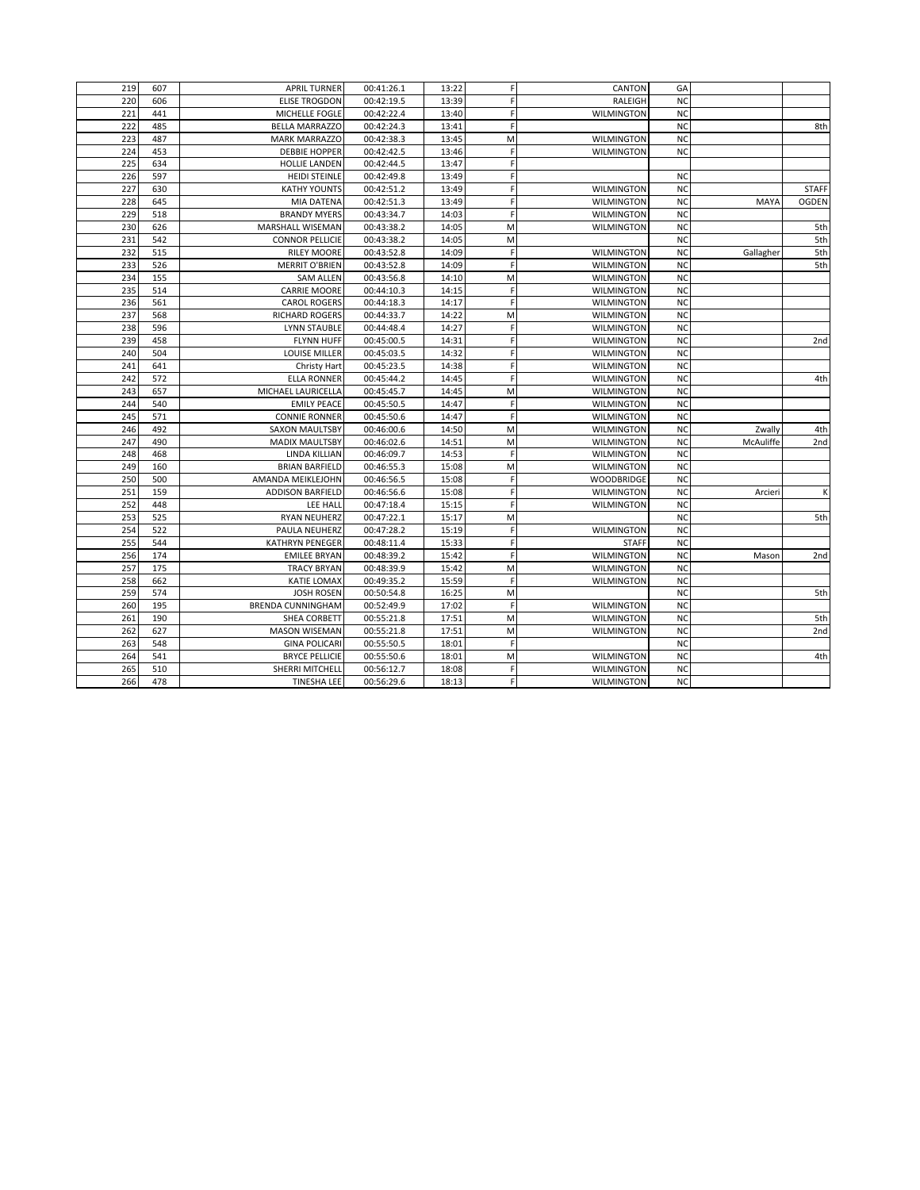| | | | | | | | | | |
|---|---|---|---|---|---|---|---|---|---|
| 219 | 607 | APRIL TURNER | 00:41:26.1 | 13:22 | F | CANTON | GA | | |
| 220 | 606 | ELISE TROGDON | 00:42:19.5 | 13:39 | F | RALEIGH | NC | | |
| 221 | 441 | MICHELLE FOGLE | 00:42:22.4 | 13:40 | F | WILMINGTON | NC | | |
| 222 | 485 | BELLA MARRAZZO | 00:42:24.3 | 13:41 | F | | NC | | 8th |
| 223 | 487 | MARK MARRAZZO | 00:42:38.3 | 13:45 | M | WILMINGTON | NC | | |
| 224 | 453 | DEBBIE HOPPER | 00:42:42.5 | 13:46 | F | WILMINGTON | NC | | |
| 225 | 634 | HOLLIE LANDEN | 00:42:44.5 | 13:47 | F | | | | |
| 226 | 597 | HEIDI STEINLE | 00:42:49.8 | 13:49 | F | | NC | | |
| 227 | 630 | KATHY YOUNTS | 00:42:51.2 | 13:49 | F | WILMINGTON | NC | | STAFF |
| 228 | 645 | MIA DATENA | 00:42:51.3 | 13:49 | F | WILMINGTON | NC | MAYA | OGDEN |
| 229 | 518 | BRANDY MYERS | 00:43:34.7 | 14:03 | F | WILMINGTON | NC | | |
| 230 | 626 | MARSHALL WISEMAN | 00:43:38.2 | 14:05 | M | WILMINGTON | NC | | 5th |
| 231 | 542 | CONNOR PELLICIE | 00:43:38.2 | 14:05 | M | | NC | | 5th |
| 232 | 515 | RILEY MOORE | 00:43:52.8 | 14:09 | F | WILMINGTON | NC | Gallagher | 5th |
| 233 | 526 | MERRIT O'BRIEN | 00:43:52.8 | 14:09 | F | WILMINGTON | NC | | 5th |
| 234 | 155 | SAM ALLEN | 00:43:56.8 | 14:10 | M | WILMINGTON | NC | | |
| 235 | 514 | CARRIE MOORE | 00:44:10.3 | 14:15 | F | WILMINGTON | NC | | |
| 236 | 561 | CAROL ROGERS | 00:44:18.3 | 14:17 | F | WILMINGTON | NC | | |
| 237 | 568 | RICHARD ROGERS | 00:44:33.7 | 14:22 | M | WILMINGTON | NC | | |
| 238 | 596 | LYNN STAUBLE | 00:44:48.4 | 14:27 | F | WILMINGTON | NC | | |
| 239 | 458 | FLYNN HUFF | 00:45:00.5 | 14:31 | F | WILMINGTON | NC | | 2nd |
| 240 | 504 | LOUISE MILLER | 00:45:03.5 | 14:32 | F | WILMINGTON | NC | | |
| 241 | 641 | Christy Hart | 00:45:23.5 | 14:38 | F | WILMINGTON | NC | | |
| 242 | 572 | ELLA RONNER | 00:45:44.2 | 14:45 | F | WILMINGTON | NC | | 4th |
| 243 | 657 | MICHAEL LAURICELLA | 00:45:45.7 | 14:45 | M | WILMINGTON | NC | | |
| 244 | 540 | EMILY PEACE | 00:45:50.5 | 14:47 | F | WILMINGTON | NC | | |
| 245 | 571 | CONNIE RONNER | 00:45:50.6 | 14:47 | F | WILMINGTON | NC | | |
| 246 | 492 | SAXON MAULTSBY | 00:46:00.6 | 14:50 | M | WILMINGTON | NC | Zwally | 4th |
| 247 | 490 | MADIX MAULTSBY | 00:46:02.6 | 14:51 | M | WILMINGTON | NC | McAuliffe | 2nd |
| 248 | 468 | LINDA KILLIAN | 00:46:09.7 | 14:53 | F | WILMINGTON | NC | | |
| 249 | 160 | BRIAN BARFIELD | 00:46:55.3 | 15:08 | M | WILMINGTON | NC | | |
| 250 | 500 | AMANDA MEIKLEJOHN | 00:46:56.5 | 15:08 | F | WOODBRIDGE | NC | | |
| 251 | 159 | ADDISON BARFIELD | 00:46:56.6 | 15:08 | F | WILMINGTON | NC | Arcieri | K |
| 252 | 448 | LEE HALL | 00:47:18.4 | 15:15 | F | WILMINGTON | NC | | |
| 253 | 525 | RYAN NEUHERZ | 00:47:22.1 | 15:17 | M | | NC | | 5th |
| 254 | 522 | PAULA NEUHERZ | 00:47:28.2 | 15:19 | F | WILMINGTON | NC | | |
| 255 | 544 | KATHRYN PENEGER | 00:48:11.4 | 15:33 | F | STAFF | NC | | |
| 256 | 174 | EMILEE BRYAN | 00:48:39.2 | 15:42 | F | WILMINGTON | NC | Mason | 2nd |
| 257 | 175 | TRACY BRYAN | 00:48:39.9 | 15:42 | M | WILMINGTON | NC | | |
| 258 | 662 | KATIE LOMAX | 00:49:35.2 | 15:59 | F | WILMINGTON | NC | | |
| 259 | 574 | JOSH ROSEN | 00:50:54.8 | 16:25 | M | | NC | | 5th |
| 260 | 195 | BRENDA CUNNINGHAM | 00:52:49.9 | 17:02 | F | WILMINGTON | NC | | |
| 261 | 190 | SHEA CORBETT | 00:55:21.8 | 17:51 | M | WILMINGTON | NC | | 5th |
| 262 | 627 | MASON WISEMAN | 00:55:21.8 | 17:51 | M | WILMINGTON | NC | | 2nd |
| 263 | 548 | GINA POLICARI | 00:55:50.5 | 18:01 | F | | NC | | |
| 264 | 541 | BRYCE PELLICIE | 00:55:50.6 | 18:01 | M | WILMINGTON | NC | | 4th |
| 265 | 510 | SHERRI MITCHELL | 00:56:12.7 | 18:08 | F | WILMINGTON | NC | | |
| 266 | 478 | TINESHA LEE | 00:56:29.6 | 18:13 | F | WILMINGTON | NC | | |